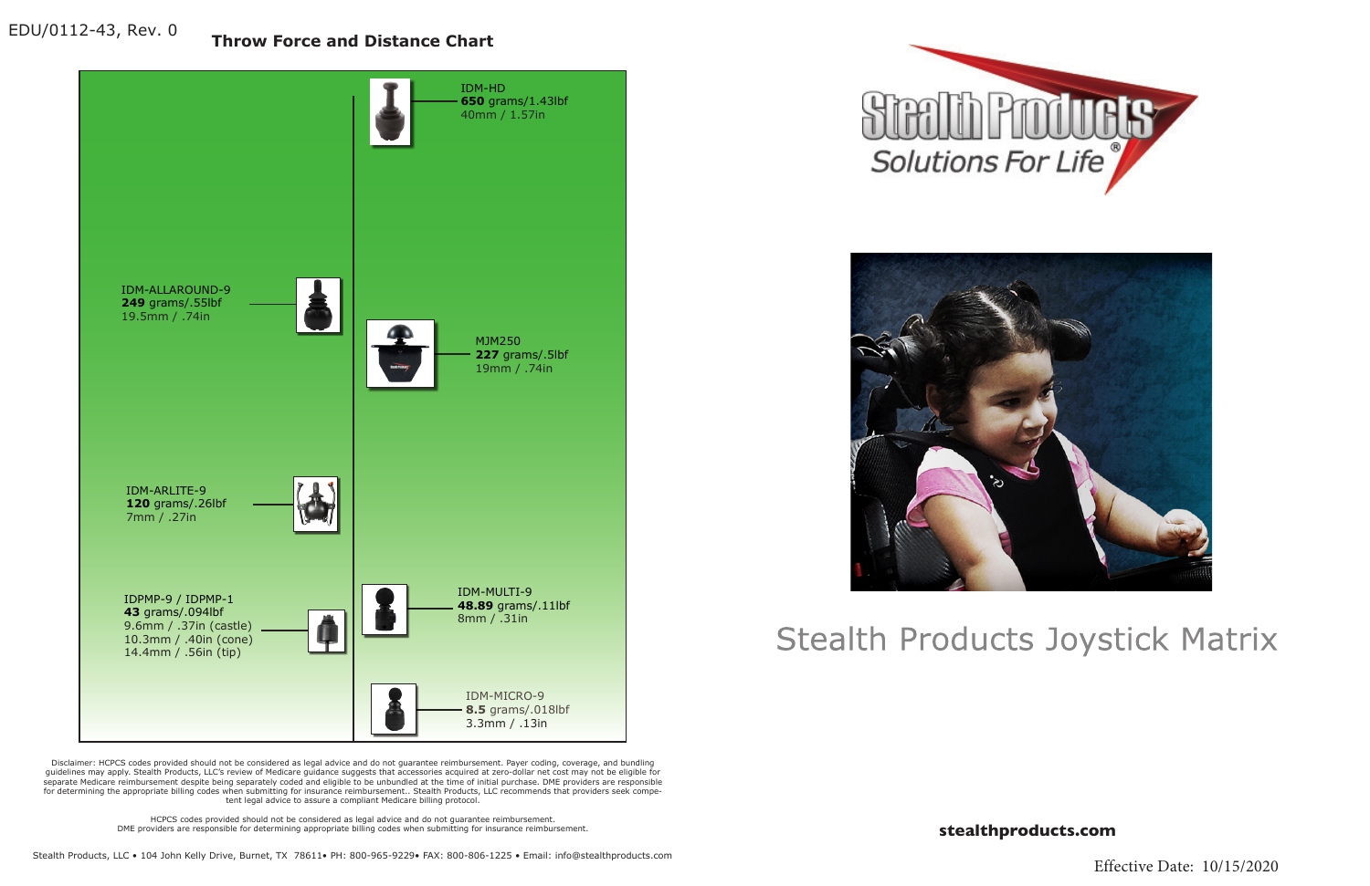EDU/0112-43, Rev. 0

## Throw Force and Distance Chart

IDM-HD
**650** grams/1.43lbf
40mm / 1.57in

IDM-ALLAROUND-9
**249** grams/.55lbf
19.5mm / .74in

MJM250
**227** grams/.5lbf
19mm / .74in

IDM-ARLITE-9
**120** grams/.26lbf
7mm / .27in

IDPMP-9 / IDPMP-1
**43** grams/.094lbf
9.6mm / .37in (castle)
10.3mm / .40in (cone)
14.4mm / .56in (tip)

IDM-MULTI-9
**48.89** grams/.11lbf
8mm / .31in

IDM-MICRO-9
**8.5** grams/.018lbf
3.3mm / .13in

Disclaimer: HCPCS codes provided should not be considered as legal advice and do not guarantee reimbursement. Payer coding, coverage, and bundling guidelines may apply. Stealth Products, LLC's review of Medicare guidance suggests that accessories acquired at zero-dollar net cost may not be eligible for separate Medicare reimbursement despite being separately coded and eligible to be unbundled at the time of initial purchase. DME providers are responsible for determining the appropriate billing codes when submitting for insurance reimbursement.. Stealth Products, LLC recommends that providers seek competent legal advice to assure a compliant Medicare billing protocol.

HCPCS codes provided should not be considered as legal advice and do not guarantee reimbursement.
DME providers are responsible for determining appropriate billing codes when submitting for insurance reimbursement.

Stealth Products, LLC • 104 John Kelly Drive, Burnet, TX 78611• PH: 800-965-9229• FAX: 800-806-1225 • Email: info@stealthproducts.com

Stealth Products
*Solutions For Life*®

# Stealth Products Joystick Matrix

**stealthproducts.com**

Effective Date: 10/15/2020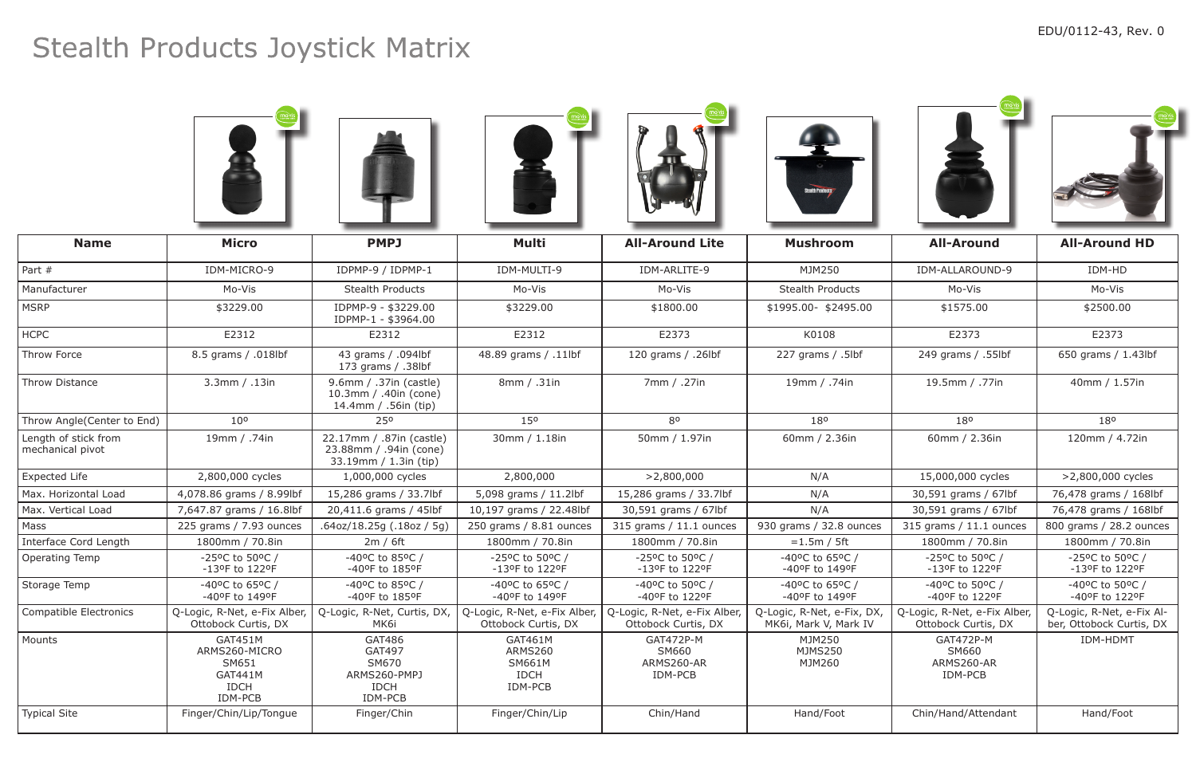# Stealth Products Joystick Matrix

EDU/0112-43, Rev. 0

| Name | Micro | PMPJ | Multi | All-Around Lite | Mushroom | All-Around | All-Around HD |
|---|---|---|---|---|---|---|---|
| Part # | IDM-MICRO-9 | IDPMP-9 / IDPMP-1 | IDM-MULTI-9 | IDM-ARLITE-9 | MJM250 | IDM-ALLAROUND-9 | IDM-HD |
| Manufacturer | Mo-Vis | Stealth Products | Mo-Vis | Mo-Vis | Stealth Products | Mo-Vis | Mo-Vis |
| MSRP | $3229.00 | IDPMP-9 - $3229.00<br>IDPMP-1 - $3964.00 | $3229.00 | $1800.00 | $1995.00- $2495.00 | $1575.00 | $2500.00 |
| HCPC | E2312 | E2312 | E2312 | E2373 | K0108 | E2373 | E2373 |
| Throw Force | 8.5 grams / .018lbf | 43 grams / .094lbf<br>173 grams / .38lbf | 48.89 grams / .11lbf | 120 grams / .26lbf | 227 grams / .5lbf | 249 grams / .55lbf | 650 grams / 1.43lbf |
| Throw Distance | 3.3mm / .13in | 9.6mm / .37in (castle)<br>10.3mm / .40in (cone)<br>14.4mm / .56in (tip) | 8mm / .31in | 7mm / .27in | 19mm / .74in | 19.5mm / .77in | 40mm / 1.57in |
| Throw Angle(Center to End) | 10º | 25º | 15º | 8º | 18º | 18º | 18º |
| Length of stick from mechanical pivot | 19mm / .74in | 22.17mm / .87in (castle)<br>23.88mm / .94in (cone)<br>33.19mm / 1.3in (tip) | 30mm / 1.18in | 50mm / 1.97in | 60mm / 2.36in | 60mm / 2.36in | 120mm / 4.72in |
| Expected Life | 2,800,000 cycles | 1,000,000 cycles | 2,800,000 | >2,800,000 | N/A | 15,000,000 cycles | >2,800,000 cycles |
| Max. Horizontal Load | 4,078.86 grams / 8.99lbf | 15,286 grams / 33.7lbf | 5,098 grams / 11.2lbf | 15,286 grams / 33.7lbf | N/A | 30,591 grams / 67lbf | 76,478 grams / 168lbf |
| Max. Vertical Load | 7,647.87 grams / 16.8lbf | 20,411.6 grams / 45lbf | 10,197 grams / 22.48lbf | 30,591 grams / 67lbf | N/A | 30,591 grams / 67lbf | 76,478 grams / 168lbf |
| Mass | 225 grams / 7.93 ounces | .64oz/18.25g (.18oz / 5g) | 250 grams / 8.81 ounces | 315 grams / 11.1 ounces | 930 grams / 32.8 ounces | 315 grams / 11.1 ounces | 800 grams / 28.2 ounces |
| Interface Cord Length | 1800mm / 70.8in | 2m / 6ft | 1800mm / 70.8in | 1800mm / 70.8in | =1.5m / 5ft | 1800mm / 70.8in | 1800mm / 70.8in |
| Operating Temp | -25ºC to 50ºC /<br>-13ºF to 122ºF | -40ºC to 85ºC /<br>-40ºF to 185ºF | -25ºC to 50ºC /<br>-13ºF to 122ºF | -25ºC to 50ºC /<br>-13ºF to 122ºF | -40ºC to 65ºC /<br>-40ºF to 149ºF | -25ºC to 50ºC /<br>-13ºF to 122ºF | -25ºC to 50ºC /<br>-13ºF to 122ºF |
| Storage Temp | -40ºC to 65ºC /<br>-40ºF to 149ºF | -40ºC to 85ºC /<br>-40ºF to 185ºF | -40ºC to 65ºC /<br>-40ºF to 149ºF | -40ºC to 50ºC /<br>-40ºF to 122ºF | -40ºC to 65ºC /<br>-40ºF to 149ºF | -40ºC to 50ºC /<br>-40ºF to 122ºF | -40ºC to 50ºC /<br>-40ºF to 122ºF |
| Compatible Electronics | Q-Logic, R-Net, e-Fix Alber, Ottobock Curtis, DX | Q-Logic, R-Net, Curtis, DX, MK6i | Q-Logic, R-Net, e-Fix Alber, Ottobock Curtis, DX | Q-Logic, R-Net, e-Fix Alber, Ottobock Curtis, DX | Q-Logic, R-Net, e-Fix, DX, MK6i, Mark V, Mark IV | Q-Logic, R-Net, e-Fix Alber, Ottobock Curtis, DX | Q-Logic, R-Net, e-Fix Alber, Ottobock Curtis, DX |
| Mounts | GAT451M<br>ARMS260-MICRO<br>SM651<br>GAT441M<br>IDCH<br>IDM-PCB | GAT486<br>GAT497<br>SM670<br>ARMS260-PMPJ<br>IDCH<br>IDM-PCB | GAT461M<br>ARMS260<br>SM661M<br>IDCH<br>IDM-PCB | GAT472P-M<br>SM660<br>ARMS260-AR<br>IDM-PCB | MJM250<br>MJMS250<br>MJM260 | GAT472P-M<br>SM660<br>ARMS260-AR<br>IDM-PCB | IDM-HDMT |
| Typical Site | Finger/Chin/Lip/Tongue | Finger/Chin | Finger/Chin/Lip | Chin/Hand | Hand/Foot | Chin/Hand/Attendant | Hand/Foot |